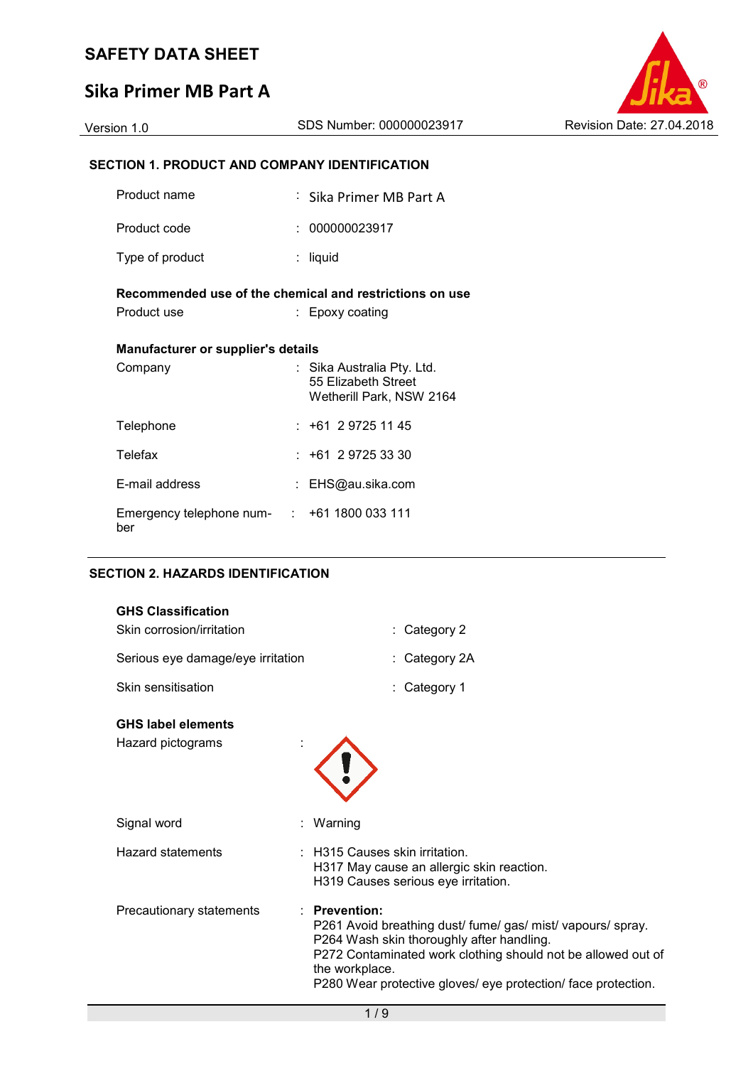# SAFETY DATA SHEET

## Sika Primer MB Part A

Version 1.0 | SDS Number: 000000023917 | Revision Date: 27.04.2018

### SECTION 1. PRODUCT AND COMPANY IDENTIFICATION

| | | |
|---|---|---|
| Product name | : | Sika Primer MB Part A |
| Product code | : | 000000023917 |
| Type of product | : | liquid |

**Recommended use of the chemical and restrictions on use**

| | | |
|---|---|---|
| Product use | : | Epoxy coating |

**Manufacturer or supplier's details**

| | | |
|---|---|---|
| Company | : | Sika Australia Pty. Ltd.<br>55 Elizabeth Street<br>Wetherill Park, NSW 2164 |
| Telephone | : | +61 2 9725 11 45 |
| Telefax | : | +61 2 9725 33 30 |
| E-mail address | : | EHS@au.sika.com |
| Emergency telephone number | : | +61 1800 033 111 |

### SECTION 2. HAZARDS IDENTIFICATION

**GHS Classification**

| | | |
|---|---|---|
| Skin corrosion/irritation | : | Category 2 |
| Serious eye damage/eye irritation | : | Category 2A |
| Skin sensitisation | : | Category 1 |

**GHS label elements**

Hazard pictograms :

Signal word : Warning

Hazard statements :
H315 Causes skin irritation.
H317 May cause an allergic skin reaction.
H319 Causes serious eye irritation.

Precautionary statements :
**Prevention:**
P261 Avoid breathing dust/ fume/ gas/ mist/ vapours/ spray.
P264 Wash skin thoroughly after handling.
P272 Contaminated work clothing should not be allowed out of the workplace.
P280 Wear protective gloves/ eye protection/ face protection.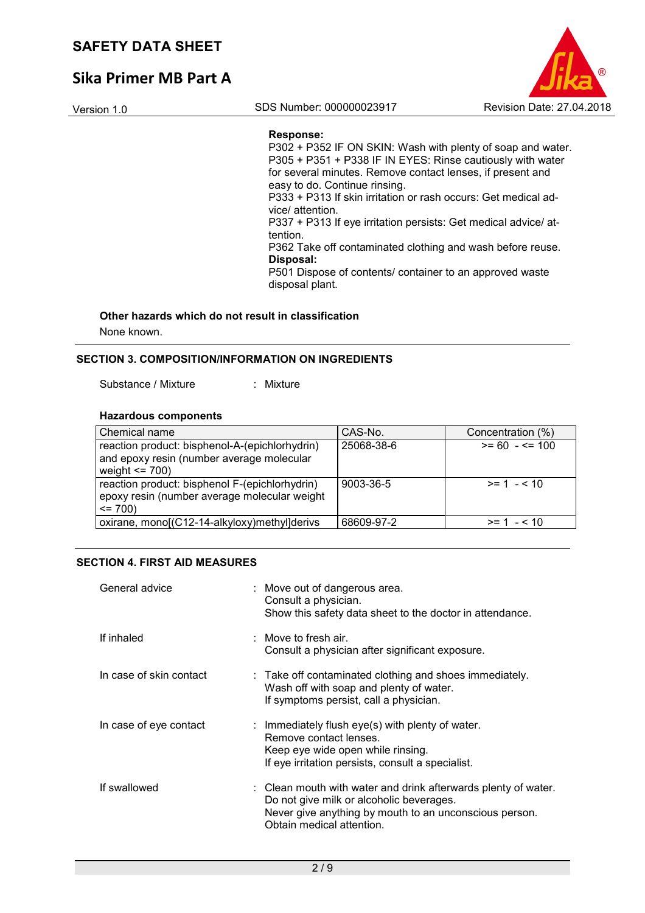**Response:**
P302 + P352 IF ON SKIN: Wash with plenty of soap and water.
P305 + P351 + P338 IF IN EYES: Rinse cautiously with water for several minutes. Remove contact lenses, if present and easy to do. Continue rinsing.
P333 + P313 If skin irritation or rash occurs: Get medical advice/ attention.
P337 + P313 If eye irritation persists: Get medical advice/ attention.
P362 Take off contaminated clothing and wash before reuse.
**Disposal:**
P501 Dispose of contents/ container to an approved waste disposal plant.

**Other hazards which do not result in classification**

None known.

## SECTION 3. COMPOSITION/INFORMATION ON INGREDIENTS

Substance / Mixture : Mixture

**Hazardous components**

| Chemical name | CAS-No. | Concentration (%) |
|---|---|---|
| reaction product: bisphenol-A-(epichlorhydrin) and epoxy resin (number average molecular weight <= 700) | 25068-38-6 | >= 60 - <= 100 |
| reaction product: bisphenol F-(epichlorhydrin) epoxy resin (number average molecular weight <= 700) | 9003-36-5 | >= 1 - < 10 |
| oxirane, mono[(C12-14-alkyloxy)methyl]derivs | 68609-97-2 | >= 1 - < 10 |

## SECTION 4. FIRST AID MEASURES

General advice : Move out of dangerous area.
Consult a physician.
Show this safety data sheet to the doctor in attendance.

If inhaled : Move to fresh air.
Consult a physician after significant exposure.

In case of skin contact : Take off contaminated clothing and shoes immediately.
Wash off with soap and plenty of water.
If symptoms persist, call a physician.

In case of eye contact : Immediately flush eye(s) with plenty of water.
Remove contact lenses.
Keep eye wide open while rinsing.
If eye irritation persists, consult a specialist.

If swallowed : Clean mouth with water and drink afterwards plenty of water.
Do not give milk or alcoholic beverages.
Never give anything by mouth to an unconscious person.
Obtain medical attention.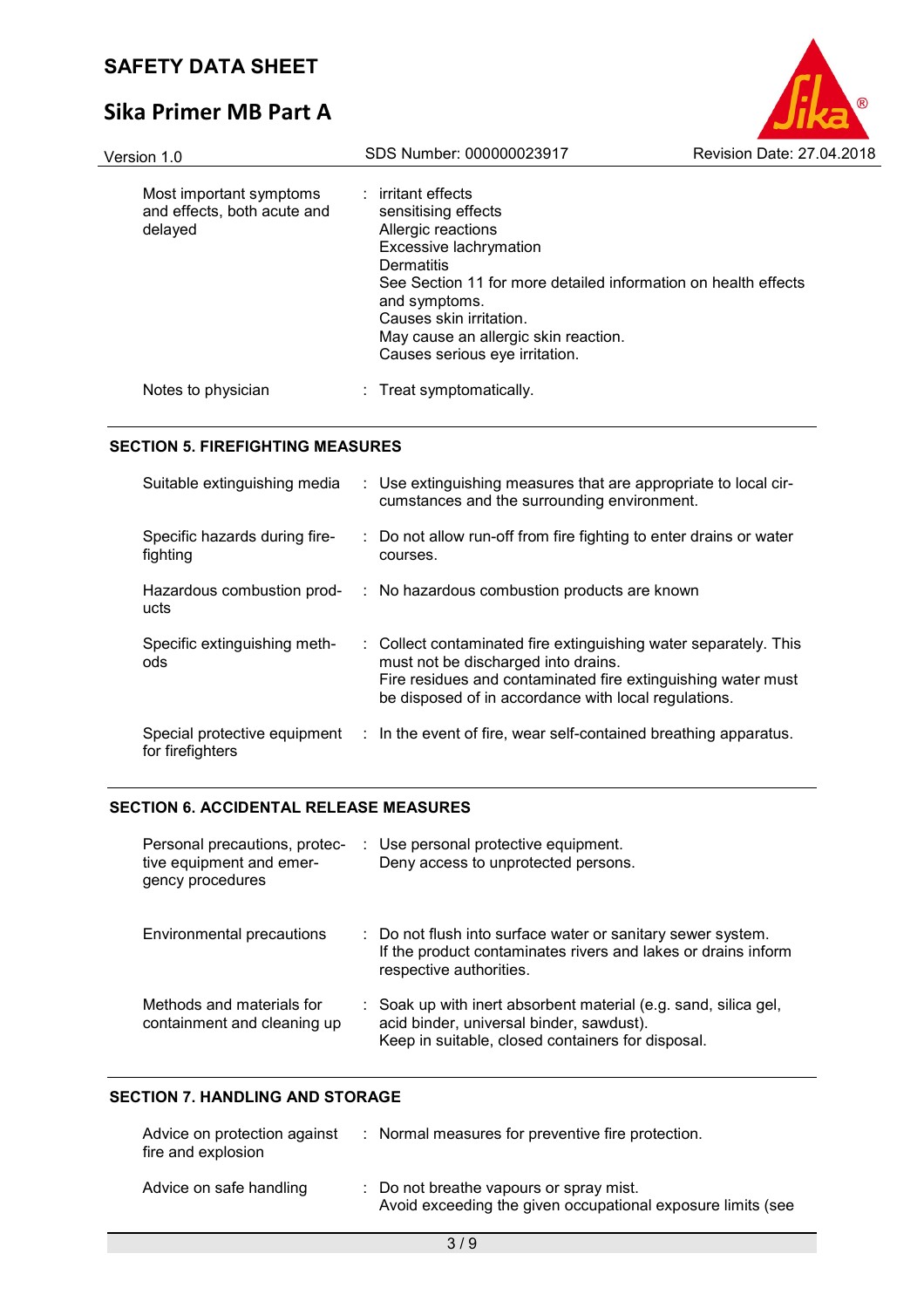| | | |
|---|---|---|
| Most important symptoms and effects, both acute and delayed | : | irritant effects<br>sensitising effects<br>Allergic reactions<br>Excessive lachrymation<br>Dermatitis<br>See Section 11 for more detailed information on health effects and symptoms.<br>Causes skin irritation.<br>May cause an allergic skin reaction.<br>Causes serious eye irritation. |
| Notes to physician | : | Treat symptomatically. |

## SECTION 5. FIREFIGHTING MEASURES

| | | |
|---|---|---|
| Suitable extinguishing media | : | Use extinguishing measures that are appropriate to local circumstances and the surrounding environment. |
| Specific hazards during firefighting | : | Do not allow run-off from fire fighting to enter drains or water courses. |
| Hazardous combustion products | : | No hazardous combustion products are known |
| Specific extinguishing methods | : | Collect contaminated fire extinguishing water separately. This must not be discharged into drains.<br>Fire residues and contaminated fire extinguishing water must be disposed of in accordance with local regulations. |
| Special protective equipment for firefighters | : | In the event of fire, wear self-contained breathing apparatus. |

## SECTION 6. ACCIDENTAL RELEASE MEASURES

| | | |
|---|---|---|
| Personal precautions, protective equipment and emergency procedures | : | Use personal protective equipment.<br>Deny access to unprotected persons. |
| Environmental precautions | : | Do not flush into surface water or sanitary sewer system.<br>If the product contaminates rivers and lakes or drains inform respective authorities. |
| Methods and materials for containment and cleaning up | : | Soak up with inert absorbent material (e.g. sand, silica gel, acid binder, universal binder, sawdust).<br>Keep in suitable, closed containers for disposal. |

## SECTION 7. HANDLING AND STORAGE

| | | |
|---|---|---|
| Advice on protection against fire and explosion | : | Normal measures for preventive fire protection. |
| Advice on safe handling | : | Do not breathe vapours or spray mist.<br>Avoid exceeding the given occupational exposure limits (see |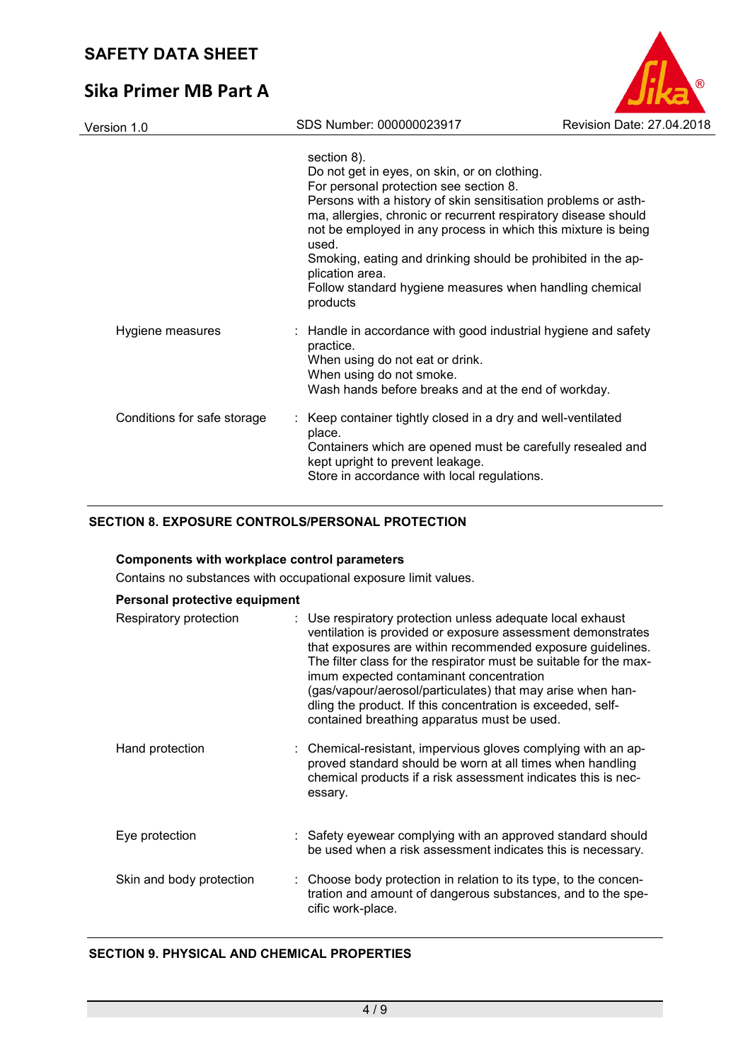section 8).
Do not get in eyes, on skin, or on clothing.
For personal protection see section 8.
Persons with a history of skin sensitisation problems or asthma, allergies, chronic or recurrent respiratory disease should not be employed in any process in which this mixture is being used.
Smoking, eating and drinking should be prohibited in the application area.
Follow standard hygiene measures when handling chemical products

| | |
|---|---|
| Hygiene measures | : Handle in accordance with good industrial hygiene and safety practice.<br>When using do not eat or drink.<br>When using do not smoke.<br>Wash hands before breaks and at the end of workday. |
| Conditions for safe storage | : Keep container tightly closed in a dry and well-ventilated place.<br>Containers which are opened must be carefully resealed and kept upright to prevent leakage.<br>Store in accordance with local regulations. |

## SECTION 8. EXPOSURE CONTROLS/PERSONAL PROTECTION

**Components with workplace control parameters**

Contains no substances with occupational exposure limit values.

**Personal protective equipment**

| | |
|---|---|
| Respiratory protection | : Use respiratory protection unless adequate local exhaust ventilation is provided or exposure assessment demonstrates that exposures are within recommended exposure guidelines.<br>The filter class for the respirator must be suitable for the maximum expected contaminant concentration (gas/vapour/aerosol/particulates) that may arise when handling the product. If this concentration is exceeded, self-contained breathing apparatus must be used. |
| Hand protection | : Chemical-resistant, impervious gloves complying with an approved standard should be worn at all times when handling chemical products if a risk assessment indicates this is necessary. |
| Eye protection | : Safety eyewear complying with an approved standard should be used when a risk assessment indicates this is necessary. |
| Skin and body protection | : Choose body protection in relation to its type, to the concentration and amount of dangerous substances, and to the specific work-place. |

## SECTION 9. PHYSICAL AND CHEMICAL PROPERTIES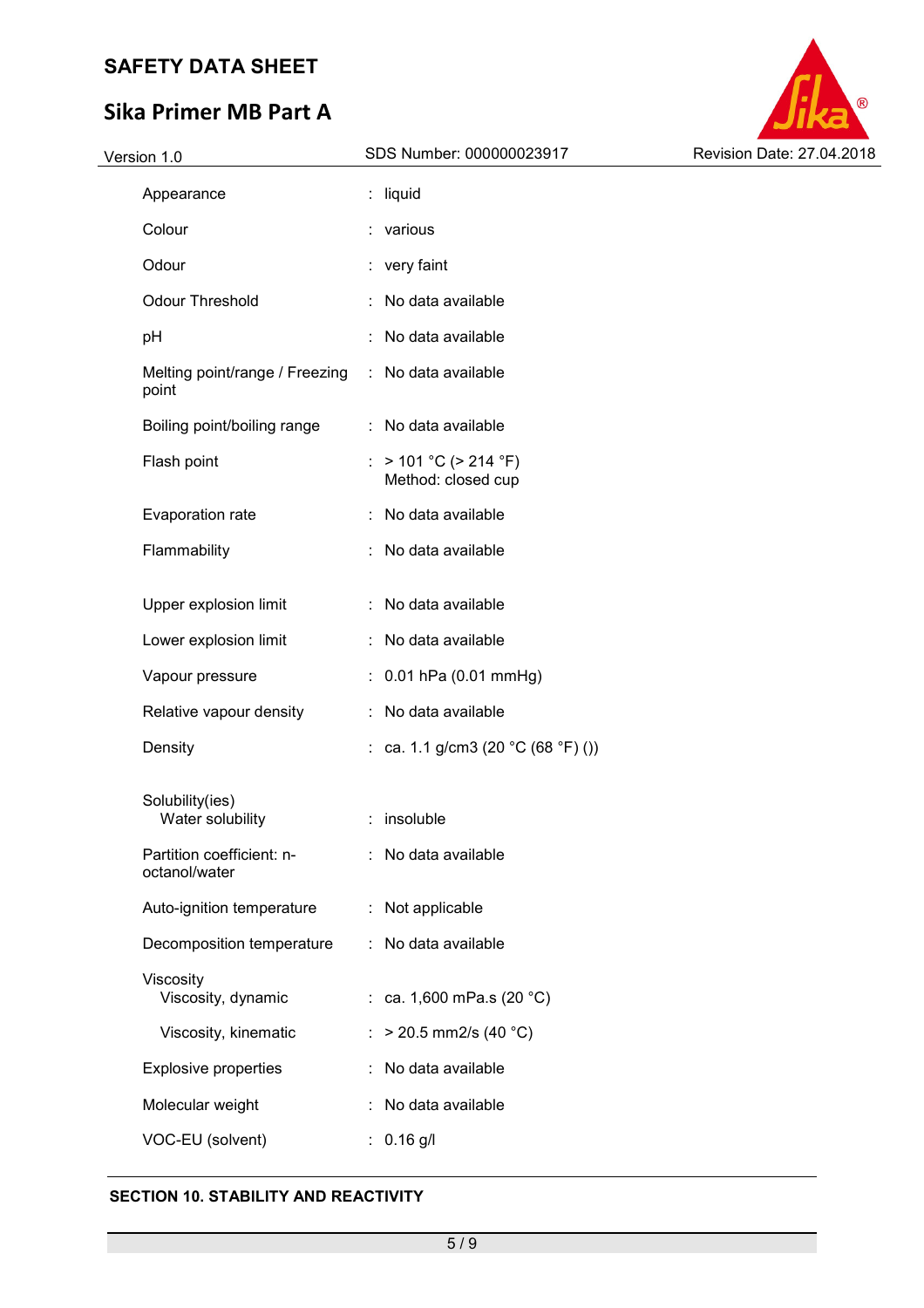| Property | | Value |
|---|---|---|
| Appearance | : | liquid |
| Colour | : | various |
| Odour | : | very faint |
| Odour Threshold | : | No data available |
| pH | : | No data available |
| Melting point/range / Freezing point | : | No data available |
| Boiling point/boiling range | : | No data available |
| Flash point | : | > 101 °C (> 214 °F)<br>Method: closed cup |
| Evaporation rate | : | No data available |
| Flammability | : | No data available |
| Upper explosion limit | : | No data available |
| Lower explosion limit | : | No data available |
| Vapour pressure | : | 0.01 hPa (0.01 mmHg) |
| Relative vapour density | : | No data available |
| Density | : | ca. 1.1 g/cm3 (20 °C (68 °F) ()) |
| Solubility(ies)<br>Water solubility | : | insoluble |
| Partition coefficient: n-octanol/water | : | No data available |
| Auto-ignition temperature | : | Not applicable |
| Decomposition temperature | : | No data available |
| Viscosity<br>Viscosity, dynamic | : | ca. 1,600 mPa.s (20 °C) |
| Viscosity, kinematic | : | > 20.5 mm2/s (40 °C) |
| Explosive properties | : | No data available |
| Molecular weight | : | No data available |
| VOC-EU (solvent) | : | 0.16 g/l |

## SECTION 10. STABILITY AND REACTIVITY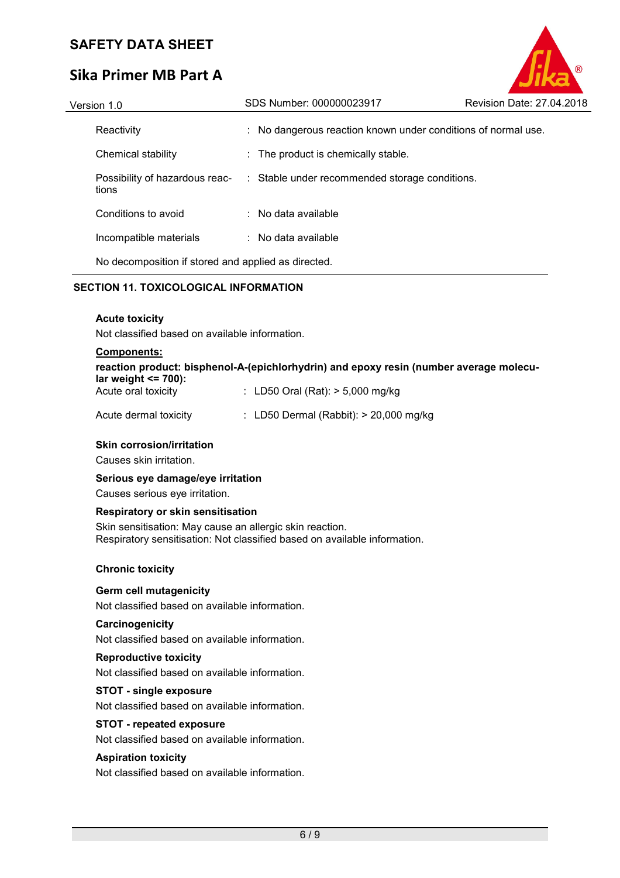| | | |
|---|---|---|
| Reactivity | : | No dangerous reaction known under conditions of normal use. |
| Chemical stability | : | The product is chemically stable. |
| Possibility of hazardous reactions | : | Stable under recommended storage conditions. |
| Conditions to avoid | : | No data available |
| Incompatible materials | : | No data available |

No decomposition if stored and applied as directed.

## SECTION 11. TOXICOLOGICAL INFORMATION

**Acute toxicity**

Not classified based on available information.

**Components:**

**reaction product: bisphenol-A-(epichlorhydrin) and epoxy resin (number average molecular weight <= 700):**

| | | |
|---|---|---|
| Acute oral toxicity | : | LD50 Oral (Rat): > 5,000 mg/kg |
| Acute dermal toxicity | : | LD50 Dermal (Rabbit): > 20,000 mg/kg |

**Skin corrosion/irritation**

Causes skin irritation.

**Serious eye damage/eye irritation**

Causes serious eye irritation.

**Respiratory or skin sensitisation**

Skin sensitisation: May cause an allergic skin reaction.
Respiratory sensitisation: Not classified based on available information.

**Chronic toxicity**

**Germ cell mutagenicity**

Not classified based on available information.

**Carcinogenicity**

Not classified based on available information.

**Reproductive toxicity**

Not classified based on available information.

**STOT - single exposure**

Not classified based on available information.

**STOT - repeated exposure**

Not classified based on available information.

**Aspiration toxicity**

Not classified based on available information.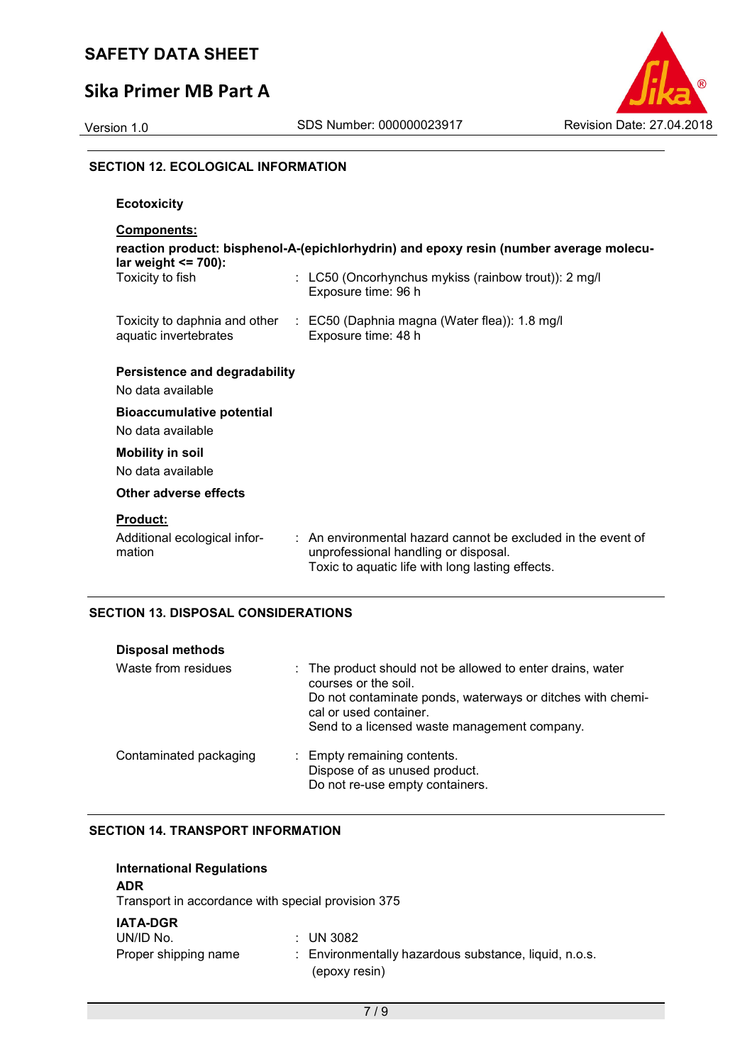## SECTION 12. ECOLOGICAL INFORMATION

### Ecotoxicity

**Components:**

**reaction product: bisphenol-A-(epichlorhydrin) and epoxy resin (number average molecular weight <= 700):**

| | |
|---|---|
| Toxicity to fish | : LC50 (Oncorhynchus mykiss (rainbow trout)): 2 mg/l<br>Exposure time: 96 h |
| Toxicity to daphnia and other aquatic invertebrates | : EC50 (Daphnia magna (Water flea)): 1.8 mg/l<br>Exposure time: 48 h |

### Persistence and degradability

No data available

### Bioaccumulative potential

No data available

### Mobility in soil

No data available

### Other adverse effects

**Product:**

| | |
|---|---|
| Additional ecological information | : An environmental hazard cannot be excluded in the event of unprofessional handling or disposal.<br>Toxic to aquatic life with long lasting effects. |

## SECTION 13. DISPOSAL CONSIDERATIONS

### Disposal methods

| | |
|---|---|
| Waste from residues | : The product should not be allowed to enter drains, water courses or the soil.<br>Do not contaminate ponds, waterways or ditches with chemical or used container.<br>Send to a licensed waste management company. |
| Contaminated packaging | : Empty remaining contents.<br>Dispose of as unused product.<br>Do not re-use empty containers. |

## SECTION 14. TRANSPORT INFORMATION

### International Regulations

**ADR**

Transport in accordance with special provision 375

**IATA-DGR**

| | |
|---|---|
| UN/ID No. | : UN 3082 |
| Proper shipping name | : Environmentally hazardous substance, liquid, n.o.s.<br>(epoxy resin) |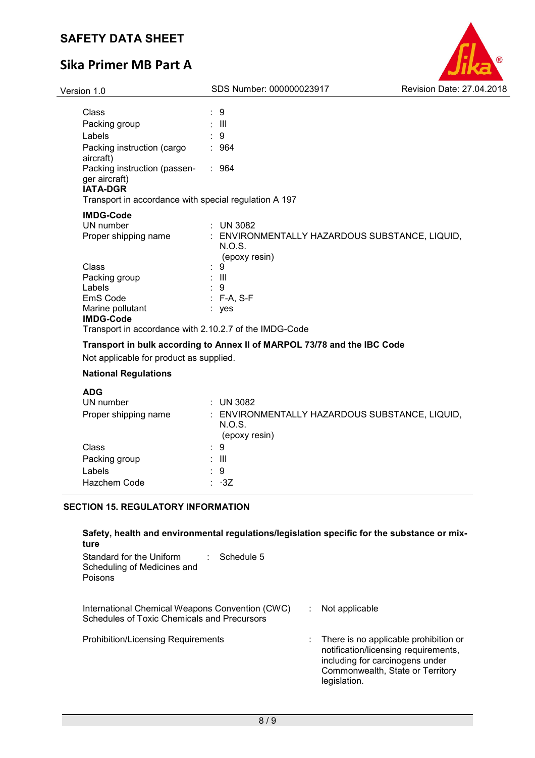| | | |
|---|---|---|
| Class | : | 9 |
| Packing group | : | III |
| Labels | : | 9 |
| Packing instruction (cargo aircraft) | : | 964 |
| Packing instruction (passenger aircraft) | : | 964 |

**IATA-DGR**

Transport in accordance with special regulation A 197

**IMDG-Code**

| | | |
|---|---|---|
| UN number | : | UN 3082 |
| Proper shipping name | : | ENVIRONMENTALLY HAZARDOUS SUBSTANCE, LIQUID, N.O.S. (epoxy resin) |
| Class | : | 9 |
| Packing group | : | III |
| Labels | : | 9 |
| EmS Code | : | F-A, S-F |
| Marine pollutant | : | yes |

**IMDG-Code**

Transport in accordance with 2.10.2.7 of the IMDG-Code

**Transport in bulk according to Annex II of MARPOL 73/78 and the IBC Code**

Not applicable for product as supplied.

**National Regulations**

**ADG**

| | | |
|---|---|---|
| UN number | : | UN 3082 |
| Proper shipping name | : | ENVIRONMENTALLY HAZARDOUS SUBSTANCE, LIQUID, N.O.S. (epoxy resin) |
| Class | : | 9 |
| Packing group | : | III |
| Labels | : | 9 |
| Hazchem Code | : | ·3Z |

## SECTION 15. REGULATORY INFORMATION

**Safety, health and environmental regulations/legislation specific for the substance or mixture**

| | | |
|---|---|---|
| Standard for the Uniform Scheduling of Medicines and Poisons | : | Schedule 5 |
| International Chemical Weapons Convention (CWC) Schedules of Toxic Chemicals and Precursors | : | Not applicable |
| Prohibition/Licensing Requirements | : | There is no applicable prohibition or notification/licensing requirements, including for carcinogens under Commonwealth, State or Territory legislation. |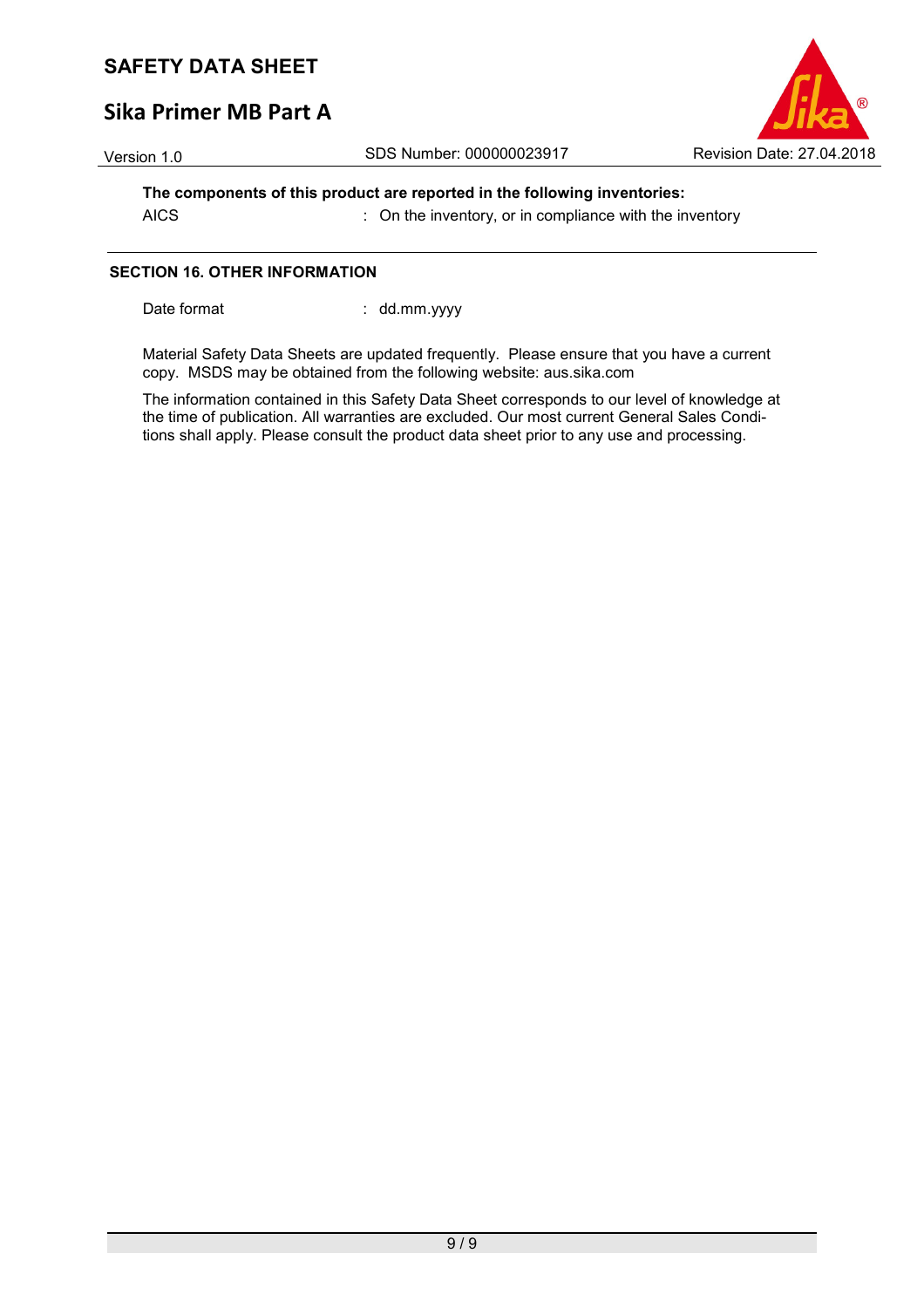**The components of this product are reported in the following inventories:**

AICS : On the inventory, or in compliance with the inventory

## SECTION 16. OTHER INFORMATION

Date format : dd.mm.yyyy

Material Safety Data Sheets are updated frequently. Please ensure that you have a current copy. MSDS may be obtained from the following website: aus.sika.com

The information contained in this Safety Data Sheet corresponds to our level of knowledge at the time of publication. All warranties are excluded. Our most current General Sales Conditions shall apply. Please consult the product data sheet prior to any use and processing.